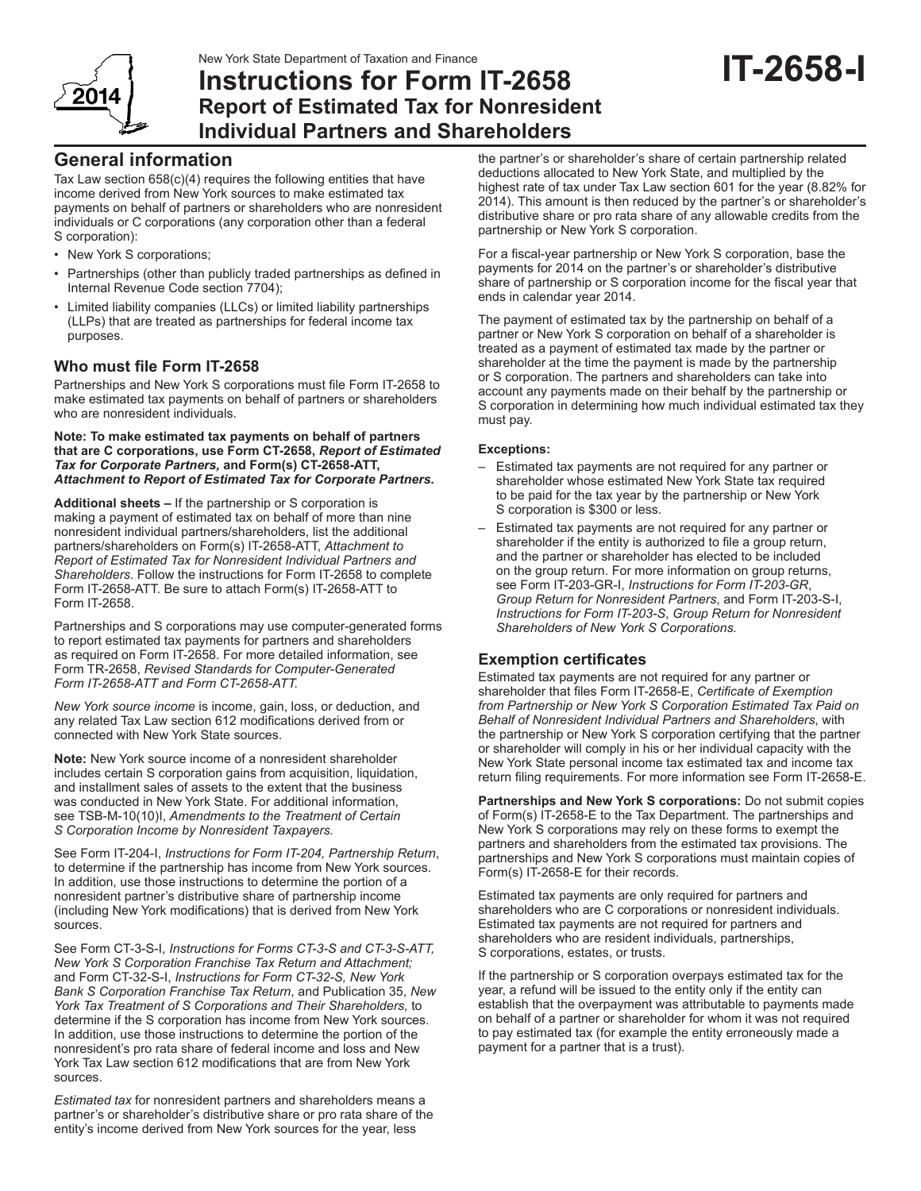New York State Department of Taxation and Finance

# Instructions for Form IT-2658 Report of Estimated Tax for Nonresident Individual Partners and Shareholders

**IT-2658-I**

2014

## General information

Tax Law section 658(c)(4) requires the following entities that have income derived from New York sources to make estimated tax payments on behalf of partners or shareholders who are nonresident individuals or C corporations (any corporation other than a federal S corporation):

- New York S corporations;
- Partnerships (other than publicly traded partnerships as defined in Internal Revenue Code section 7704);
- Limited liability companies (LLCs) or limited liability partnerships (LLPs) that are treated as partnerships for federal income tax purposes.

### Who must file Form IT-2658

Partnerships and New York S corporations must file Form IT-2658 to make estimated tax payments on behalf of partners or shareholders who are nonresident individuals.

**Note: To make estimated tax payments on behalf of partners that are C corporations, use Form CT-2658, *Report of Estimated Tax for Corporate Partners,* and Form(s) CT-2658-ATT, *Attachment to Report of Estimated Tax for Corporate Partners.***

**Additional sheets –** If the partnership or S corporation is making a payment of estimated tax on behalf of more than nine nonresident individual partners/shareholders, list the additional partners/shareholders on Form(s) IT-2658-ATT, *Attachment to Report of Estimated Tax for Nonresident Individual Partners and Shareholders*. Follow the instructions for Form IT-2658 to complete Form IT-2658-ATT. Be sure to attach Form(s) IT-2658-ATT to Form IT-2658.

Partnerships and S corporations may use computer-generated forms to report estimated tax payments for partners and shareholders as required on Form IT-2658. For more detailed information, see Form TR-2658, *Revised Standards for Computer-Generated Form IT-2658-ATT and Form CT-2658-ATT.*

*New York source income* is income, gain, loss, or deduction, and any related Tax Law section 612 modifications derived from or connected with New York State sources.

**Note:** New York source income of a nonresident shareholder includes certain S corporation gains from acquisition, liquidation, and installment sales of assets to the extent that the business was conducted in New York State. For additional information, see TSB-M-10(10)I, *Amendments to the Treatment of Certain S Corporation Income by Nonresident Taxpayers.*

See Form IT-204-I, *Instructions for Form IT-204, Partnership Return*, to determine if the partnership has income from New York sources. In addition, use those instructions to determine the portion of a nonresident partner's distributive share of partnership income (including New York modifications) that is derived from New York sources.

See Form CT-3-S-I, *Instructions for Forms CT-3-S and CT-3-S-ATT, New York S Corporation Franchise Tax Return and Attachment;* and Form CT-32-S-I, *Instructions for Form CT-32-S, New York Bank S Corporation Franchise Tax Return*, and Publication 35, *New York Tax Treatment of S Corporations and Their Shareholders,* to determine if the S corporation has income from New York sources. In addition, use those instructions to determine the portion of the nonresident's pro rata share of federal income and loss and New York Tax Law section 612 modifications that are from New York sources.

*Estimated tax* for nonresident partners and shareholders means a partner's or shareholder's distributive share or pro rata share of the entity's income derived from New York sources for the year, less the partner's or shareholder's share of certain partnership related deductions allocated to New York State, and multiplied by the highest rate of tax under Tax Law section 601 for the year (8.82% for 2014). This amount is then reduced by the partner's or shareholder's distributive share or pro rata share of any allowable credits from the partnership or New York S corporation.

For a fiscal-year partnership or New York S corporation, base the payments for 2014 on the partner's or shareholder's distributive share of partnership or S corporation income for the fiscal year that ends in calendar year 2014.

The payment of estimated tax by the partnership on behalf of a partner or New York S corporation on behalf of a shareholder is treated as a payment of estimated tax made by the partner or shareholder at the time the payment is made by the partnership or S corporation. The partners and shareholders can take into account any payments made on their behalf by the partnership or S corporation in determining how much individual estimated tax they must pay.

**Exceptions:**

- Estimated tax payments are not required for any partner or shareholder whose estimated New York State tax required to be paid for the tax year by the partnership or New York S corporation is $300 or less.
- Estimated tax payments are not required for any partner or shareholder if the entity is authorized to file a group return, and the partner or shareholder has elected to be included on the group return. For more information on group returns, see Form IT-203-GR-I, *Instructions for Form IT-203-GR*, *Group Return for Nonresident Partners*, and Form IT-203-S-I, *Instructions for Form IT-203-S*, *Group Return for Nonresident Shareholders of New York S Corporations.*

### Exemption certificates

Estimated tax payments are not required for any partner or shareholder that files Form IT-2658-E, *Certificate of Exemption from Partnership or New York S Corporation Estimated Tax Paid on Behalf of Nonresident Individual Partners and Shareholders*, with the partnership or New York S corporation certifying that the partner or shareholder will comply in his or her individual capacity with the New York State personal income tax estimated tax and income tax return filing requirements. For more information see Form IT-2658-E.

**Partnerships and New York S corporations:** Do not submit copies of Form(s) IT-2658-E to the Tax Department. The partnerships and New York S corporations may rely on these forms to exempt the partners and shareholders from the estimated tax provisions. The partnerships and New York S corporations must maintain copies of Form(s) IT-2658-E for their records.

Estimated tax payments are only required for partners and shareholders who are C corporations or nonresident individuals. Estimated tax payments are not required for partners and shareholders who are resident individuals, partnerships, S corporations, estates, or trusts.

If the partnership or S corporation overpays estimated tax for the year, a refund will be issued to the entity only if the entity can establish that the overpayment was attributable to payments made on behalf of a partner or shareholder for whom it was not required to pay estimated tax (for example the entity erroneously made a payment for a partner that is a trust).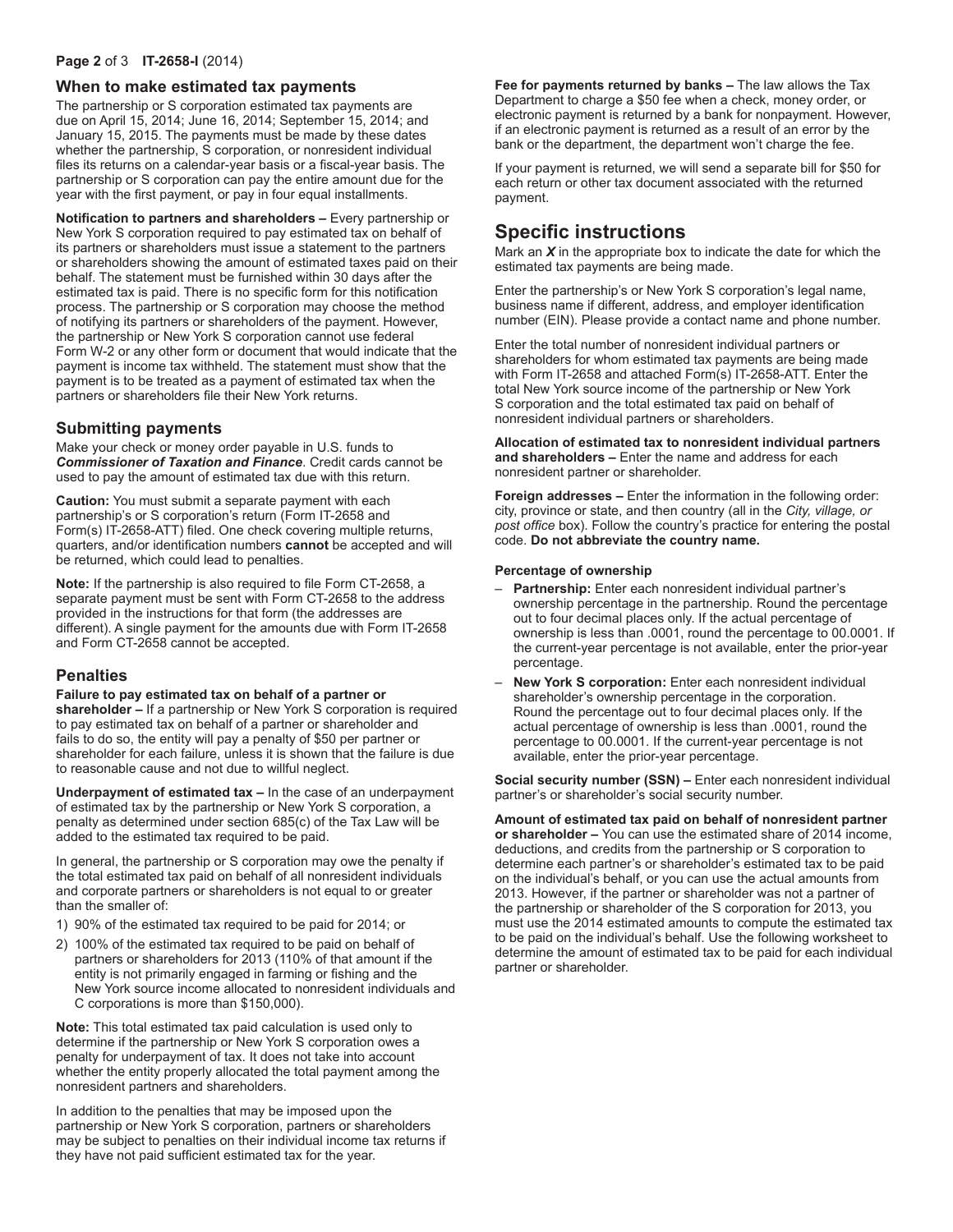## When to make estimated tax payments

The partnership or S corporation estimated tax payments are due on April 15, 2014; June 16, 2014; September 15, 2014; and January 15, 2015. The payments must be made by these dates whether the partnership, S corporation, or nonresident individual files its returns on a calendar-year basis or a fiscal-year basis. The partnership or S corporation can pay the entire amount due for the year with the first payment, or pay in four equal installments.

**Notification to partners and shareholders –** Every partnership or New York S corporation required to pay estimated tax on behalf of its partners or shareholders must issue a statement to the partners or shareholders showing the amount of estimated taxes paid on their behalf. The statement must be furnished within 30 days after the estimated tax is paid. There is no specific form for this notification process. The partnership or S corporation may choose the method of notifying its partners or shareholders of the payment. However, the partnership or New York S corporation cannot use federal Form W-2 or any other form or document that would indicate that the payment is income tax withheld. The statement must show that the payment is to be treated as a payment of estimated tax when the partners or shareholders file their New York returns.

## Submitting payments

Make your check or money order payable in U.S. funds to ***Commissioner of Taxation and Finance***. Credit cards cannot be used to pay the amount of estimated tax due with this return.

**Caution:** You must submit a separate payment with each partnership's or S corporation's return (Form IT-2658 and Form(s) IT-2658-ATT) filed. One check covering multiple returns, quarters, and/or identification numbers **cannot** be accepted and will be returned, which could lead to penalties.

**Note:** If the partnership is also required to file Form CT-2658, a separate payment must be sent with Form CT-2658 to the address provided in the instructions for that form (the addresses are different). A single payment for the amounts due with Form IT-2658 and Form CT-2658 cannot be accepted.

## Penalties

**Failure to pay estimated tax on behalf of a partner or shareholder –** If a partnership or New York S corporation is required to pay estimated tax on behalf of a partner or shareholder and fails to do so, the entity will pay a penalty of $50 per partner or shareholder for each failure, unless it is shown that the failure is due to reasonable cause and not due to willful neglect.

**Underpayment of estimated tax –** In the case of an underpayment of estimated tax by the partnership or New York S corporation, a penalty as determined under section 685(c) of the Tax Law will be added to the estimated tax required to be paid.

In general, the partnership or S corporation may owe the penalty if the total estimated tax paid on behalf of all nonresident individuals and corporate partners or shareholders is not equal to or greater than the smaller of:

1) 90% of the estimated tax required to be paid for 2014; or
2) 100% of the estimated tax required to be paid on behalf of partners or shareholders for 2013 (110% of that amount if the entity is not primarily engaged in farming or fishing and the New York source income allocated to nonresident individuals and C corporations is more than $150,000).

**Note:** This total estimated tax paid calculation is used only to determine if the partnership or New York S corporation owes a penalty for underpayment of tax. It does not take into account whether the entity properly allocated the total payment among the nonresident partners and shareholders.

In addition to the penalties that may be imposed upon the partnership or New York S corporation, partners or shareholders may be subject to penalties on their individual income tax returns if they have not paid sufficient estimated tax for the year.

**Fee for payments returned by banks –** The law allows the Tax Department to charge a $50 fee when a check, money order, or electronic payment is returned by a bank for nonpayment. However, if an electronic payment is returned as a result of an error by the bank or the department, the department won't charge the fee.

If your payment is returned, we will send a separate bill for $50 for each return or other tax document associated with the returned payment.

# Specific instructions

Mark an ***X*** in the appropriate box to indicate the date for which the estimated tax payments are being made.

Enter the partnership's or New York S corporation's legal name, business name if different, address, and employer identification number (EIN). Please provide a contact name and phone number.

Enter the total number of nonresident individual partners or shareholders for whom estimated tax payments are being made with Form IT-2658 and attached Form(s) IT-2658-ATT. Enter the total New York source income of the partnership or New York S corporation and the total estimated tax paid on behalf of nonresident individual partners or shareholders.

**Allocation of estimated tax to nonresident individual partners and shareholders –** Enter the name and address for each nonresident partner or shareholder.

**Foreign addresses –** Enter the information in the following order: city, province or state, and then country (all in the *City, village, or post office* box). Follow the country's practice for entering the postal code. **Do not abbreviate the country name.**

**Percentage of ownership**

- **Partnership:** Enter each nonresident individual partner's ownership percentage in the partnership. Round the percentage out to four decimal places only. If the actual percentage of ownership is less than .0001, round the percentage to 00.0001. If the current-year percentage is not available, enter the prior-year percentage.
- **New York S corporation:** Enter each nonresident individual shareholder's ownership percentage in the corporation. Round the percentage out to four decimal places only. If the actual percentage of ownership is less than .0001, round the percentage to 00.0001. If the current-year percentage is not available, enter the prior-year percentage.

**Social security number (SSN) –** Enter each nonresident individual partner's or shareholder's social security number.

**Amount of estimated tax paid on behalf of nonresident partner or shareholder –** You can use the estimated share of 2014 income, deductions, and credits from the partnership or S corporation to determine each partner's or shareholder's estimated tax to be paid on the individual's behalf, or you can use the actual amounts from 2013. However, if the partner or shareholder was not a partner of the partnership or shareholder of the S corporation for 2013, you must use the 2014 estimated amounts to compute the estimated tax to be paid on the individual's behalf. Use the following worksheet to determine the amount of estimated tax to be paid for each individual partner or shareholder.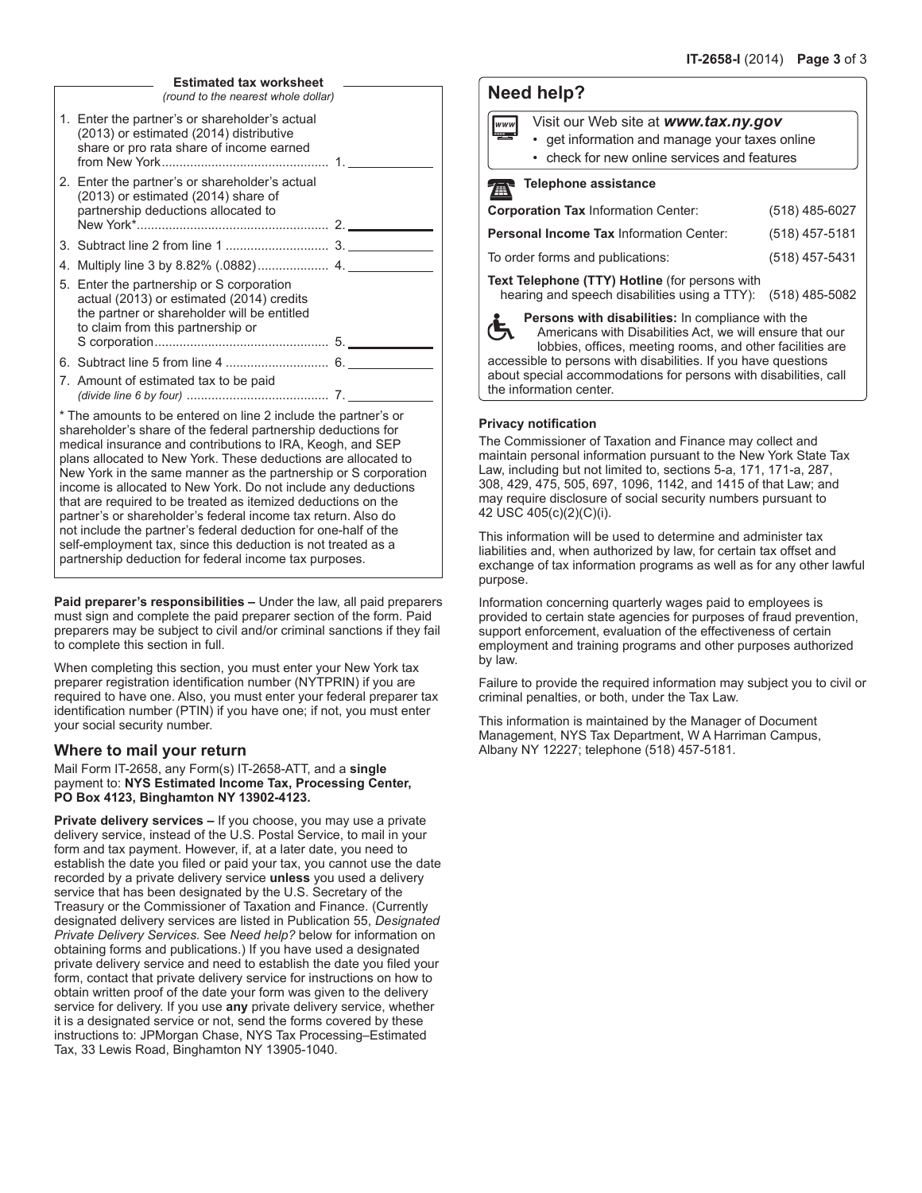## Estimated tax worksheet

*(round to the nearest whole dollar)*

| | | |
|---|---|---|
| 1. | Enter the partner's or shareholder's actual (2013) or estimated (2014) distributive share or pro rata share of income earned from New York | 1. |
| 2. | Enter the partner's or shareholder's actual (2013) or estimated (2014) share of partnership deductions allocated to New York* | 2. |
| 3. | Subtract line 2 from line 1 | 3. |
| 4. | Multiply line 3 by 8.82% (.0882) | 4. |
| 5. | Enter the partnership or S corporation actual (2013) or estimated (2014) credits the partner or shareholder will be entitled to claim from this partnership or S corporation | 5. |
| 6. | Subtract line 5 from line 4 | 6. |
| 7. | Amount of estimated tax to be paid *(divide line 6 by four)* | 7. |

* The amounts to be entered on line 2 include the partner's or shareholder's share of the federal partnership deductions for medical insurance and contributions to IRA, Keogh, and SEP plans allocated to New York. These deductions are allocated to New York in the same manner as the partnership or S corporation income is allocated to New York. Do not include any deductions that are required to be treated as itemized deductions on the partner's or shareholder's federal income tax return. Also do not include the partner's federal deduction for one-half of the self-employment tax, since this deduction is not treated as a partnership deduction for federal income tax purposes.

**Paid preparer's responsibilities –** Under the law, all paid preparers must sign and complete the paid preparer section of the form. Paid preparers may be subject to civil and/or criminal sanctions if they fail to complete this section in full.

When completing this section, you must enter your New York tax preparer registration identification number (NYTPRIN) if you are required to have one. Also, you must enter your federal preparer tax identification number (PTIN) if you have one; if not, you must enter your social security number.

### Where to mail your return

Mail Form IT-2658, any Form(s) IT-2658-ATT, and a **single** payment to: **NYS Estimated Income Tax, Processing Center, PO Box 4123, Binghamton NY 13902-4123.**

**Private delivery services –** If you choose, you may use a private delivery service, instead of the U.S. Postal Service, to mail in your form and tax payment. However, if, at a later date, you need to establish the date you filed or paid your tax, you cannot use the date recorded by a private delivery service **unless** you used a delivery service that has been designated by the U.S. Secretary of the Treasury or the Commissioner of Taxation and Finance. (Currently designated delivery services are listed in Publication 55, *Designated Private Delivery Services.* See *Need help?* below for information on obtaining forms and publications.) If you have used a designated private delivery service and need to establish the date you filed your form, contact that private delivery service for instructions on how to obtain written proof of the date your form was given to the delivery service for delivery. If you use **any** private delivery service, whether it is a designated service or not, send the forms covered by these instructions to: JPMorgan Chase, NYS Tax Processing–Estimated Tax, 33 Lewis Road, Binghamton NY 13905-1040.

## Need help?

Visit our Web site at ***www.tax.ny.gov***
- get information and manage your taxes online
- check for new online services and features

**Telephone assistance**

| | |
|---|---|
| **Corporation Tax** Information Center: | (518) 485-6027 |
| **Personal Income Tax** Information Center: | (518) 457-5181 |
| To order forms and publications: | (518) 457-5431 |
| **Text Telephone (TTY) Hotline** (for persons with hearing and speech disabilities using a TTY): | (518) 485-5082 |

**Persons with disabilities:** In compliance with the Americans with Disabilities Act, we will ensure that our lobbies, offices, meeting rooms, and other facilities are accessible to persons with disabilities. If you have questions about special accommodations for persons with disabilities, call the information center.

**Privacy notification**

The Commissioner of Taxation and Finance may collect and maintain personal information pursuant to the New York State Tax Law, including but not limited to, sections 5-a, 171, 171-a, 287, 308, 429, 475, 505, 697, 1096, 1142, and 1415 of that Law; and may require disclosure of social security numbers pursuant to 42 USC 405(c)(2)(C)(i).

This information will be used to determine and administer tax liabilities and, when authorized by law, for certain tax offset and exchange of tax information programs as well as for any other lawful purpose.

Information concerning quarterly wages paid to employees is provided to certain state agencies for purposes of fraud prevention, support enforcement, evaluation of the effectiveness of certain employment and training programs and other purposes authorized by law.

Failure to provide the required information may subject you to civil or criminal penalties, or both, under the Tax Law.

This information is maintained by the Manager of Document Management, NYS Tax Department, W A Harriman Campus, Albany NY 12227; telephone (518) 457-5181.